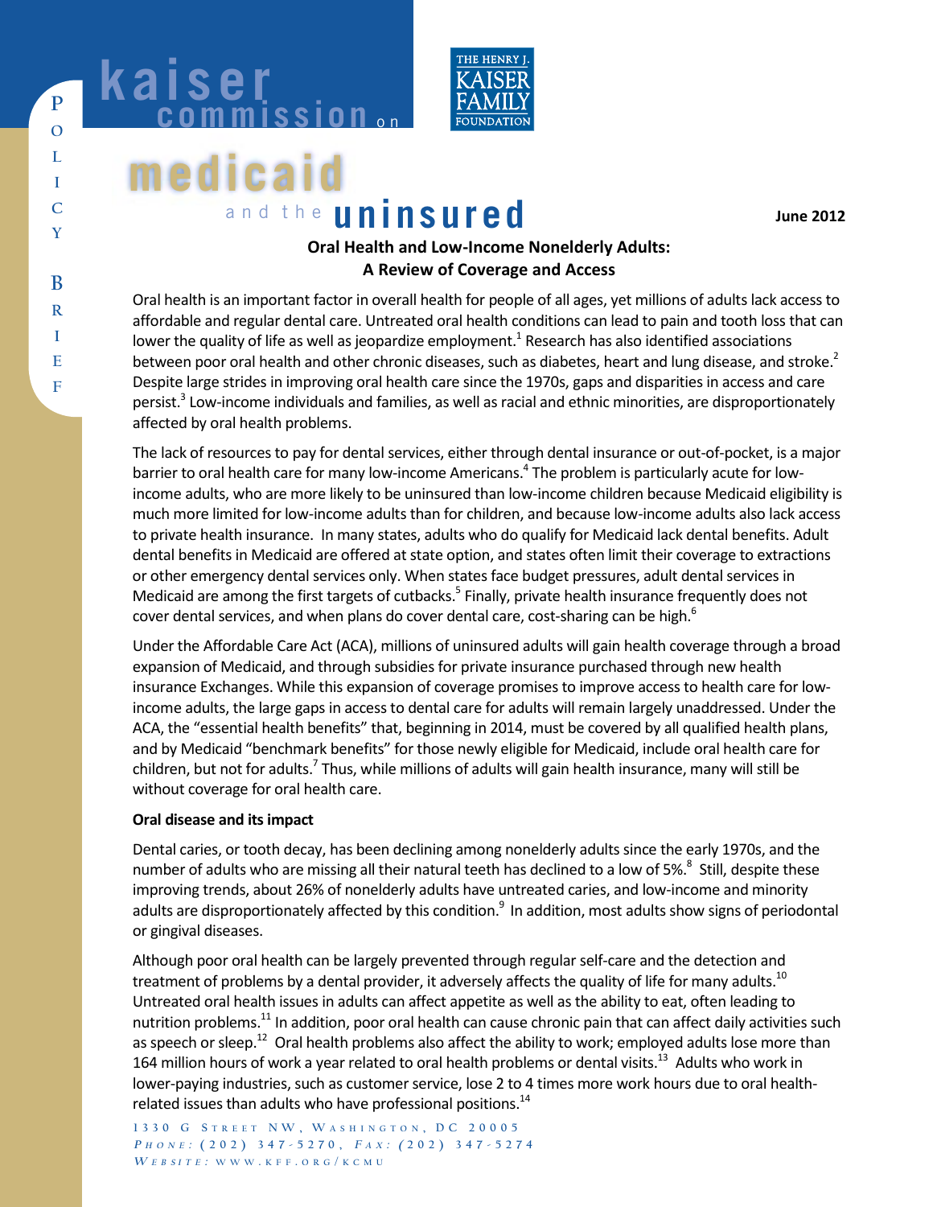kaiser commission on medicaid and the uninsured

POLICY BRIEF

June 2012

# Oral Health and Low-Income Nonelderly Adults: A Review of Coverage and Access

Oral health is an important factor in overall health for people of all ages, yet millions of adults lack access to affordable and regular dental care. Untreated oral health conditions can lead to pain and tooth loss that can lower the quality of life as well as jeopardize employment.[1] Research has also identified associations between poor oral health and other chronic diseases, such as diabetes, heart and lung disease, and stroke.[2] Despite large strides in improving oral health care since the 1970s, gaps and disparities in access and care persist.[3] Low-income individuals and families, as well as racial and ethnic minorities, are disproportionately affected by oral health problems.

The lack of resources to pay for dental services, either through dental insurance or out-of-pocket, is a major barrier to oral health care for many low-income Americans.[4] The problem is particularly acute for low-income adults, who are more likely to be uninsured than low-income children because Medicaid eligibility is much more limited for low-income adults than for children, and because low-income adults also lack access to private health insurance. In many states, adults who do qualify for Medicaid lack dental benefits. Adult dental benefits in Medicaid are offered at state option, and states often limit their coverage to extractions or other emergency dental services only. When states face budget pressures, adult dental services in Medicaid are among the first targets of cutbacks.[5] Finally, private health insurance frequently does not cover dental services, and when plans do cover dental care, cost-sharing can be high.[6]

Under the Affordable Care Act (ACA), millions of uninsured adults will gain health coverage through a broad expansion of Medicaid, and through subsidies for private insurance purchased through new health insurance Exchanges. While this expansion of coverage promises to improve access to health care for low-income adults, the large gaps in access to dental care for adults will remain largely unaddressed. Under the ACA, the "essential health benefits" that, beginning in 2014, must be covered by all qualified health plans, and by Medicaid "benchmark benefits" for those newly eligible for Medicaid, include oral health care for children, but not for adults.[7] Thus, while millions of adults will gain health insurance, many will still be without coverage for oral health care.

### Oral disease and its impact

Dental caries, or tooth decay, has been declining among nonelderly adults since the early 1970s, and the number of adults who are missing all their natural teeth has declined to a low of 5%.[8] Still, despite these improving trends, about 26% of nonelderly adults have untreated caries, and low-income and minority adults are disproportionately affected by this condition.[9] In addition, most adults show signs of periodontal or gingival diseases.

Although poor oral health can be largely prevented through regular self-care and the detection and treatment of problems by a dental provider, it adversely affects the quality of life for many adults.[10] Untreated oral health issues in adults can affect appetite as well as the ability to eat, often leading to nutrition problems.[11] In addition, poor oral health can cause chronic pain that can affect daily activities such as speech or sleep.[12] Oral health problems also affect the ability to work; employed adults lose more than 164 million hours of work a year related to oral health problems or dental visits.[13] Adults who work in lower-paying industries, such as customer service, lose 2 to 4 times more work hours due to oral health-related issues than adults who have professional positions.[14]

1330 G Street NW, Washington, DC 20005
Phone: (202) 347-5270, Fax: (202) 347-5274
Website: www.kff.org/kcmu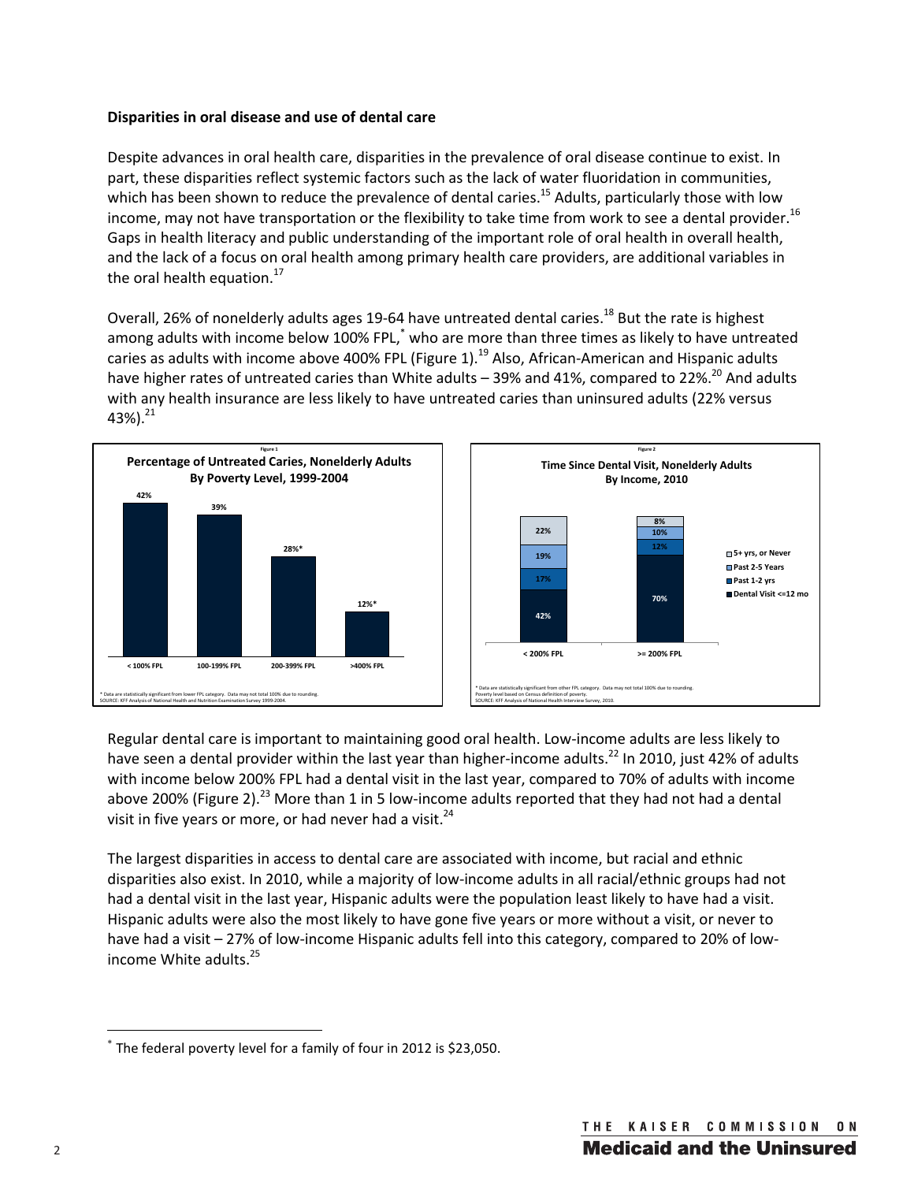**Disparities in oral disease and use of dental care**

Despite advances in oral health care, disparities in the prevalence of oral disease continue to exist. In part, these disparities reflect systemic factors such as the lack of water fluoridation in communities, which has been shown to reduce the prevalence of dental caries.[15] Adults, particularly those with low income, may not have transportation or the flexibility to take time from work to see a dental provider.[16] Gaps in health literacy and public understanding of the important role of oral health in overall health, and the lack of a focus on oral health among primary health care providers, are additional variables in the oral health equation.[17]

Overall, 26% of nonelderly adults ages 19-64 have untreated dental caries.[18] But the rate is highest among adults with income below 100% FPL,* who are more than three times as likely to have untreated caries as adults with income above 400% FPL (Figure 1).[19] Also, African-American and Hispanic adults have higher rates of untreated caries than White adults – 39% and 41%, compared to 22%.[20] And adults with any health insurance are less likely to have untreated caries than uninsured adults (22% versus 43%).[21]

Figure 1

Percentage of Untreated Caries, Nonelderly Adults By Poverty Level, 1999-2004

42%
39%
28%*
12%*

< 100% FPL
100-199% FPL
200-399% FPL
>400% FPL

* Data are statistically significant from lower FPL category. Data may not total 100% due to rounding.
SOURCE: KFF Analysis of National Health and Nutrition Examination Survey 1999-2004.

Figure 2

Time Since Dental Visit, Nonelderly Adults By Income, 2010

< 200% FPL: 42%, 17%, 19%, 22%
>= 200% FPL: 70%, 12%, 10%, 8%

5+ yrs, or Never
Past 2-5 Years
Past 1-2 yrs
Dental Visit <=12 mo

* Data are statistically significant from other FPL category. Data may not total 100% due to rounding.
Poverty level based on Census definition of poverty.
SOURCE: KFF Analysis of National Health Interview Survey, 2010.

Regular dental care is important to maintaining good oral health. Low-income adults are less likely to have seen a dental provider within the last year than higher-income adults.[22] In 2010, just 42% of adults with income below 200% FPL had a dental visit in the last year, compared to 70% of adults with income above 200% (Figure 2).[23] More than 1 in 5 low-income adults reported that they had not had a dental visit in five years or more, or had never had a visit.[24]

The largest disparities in access to dental care are associated with income, but racial and ethnic disparities also exist. In 2010, while a majority of low-income adults in all racial/ethnic groups had not had a dental visit in the last year, Hispanic adults were the population least likely to have had a visit. Hispanic adults were also the most likely to have gone five years or more without a visit, or never to have had a visit – 27% of low-income Hispanic adults fell into this category, compared to 20% of low-income White adults.[25]

---

* The federal poverty level for a family of four in 2012 is $23,050.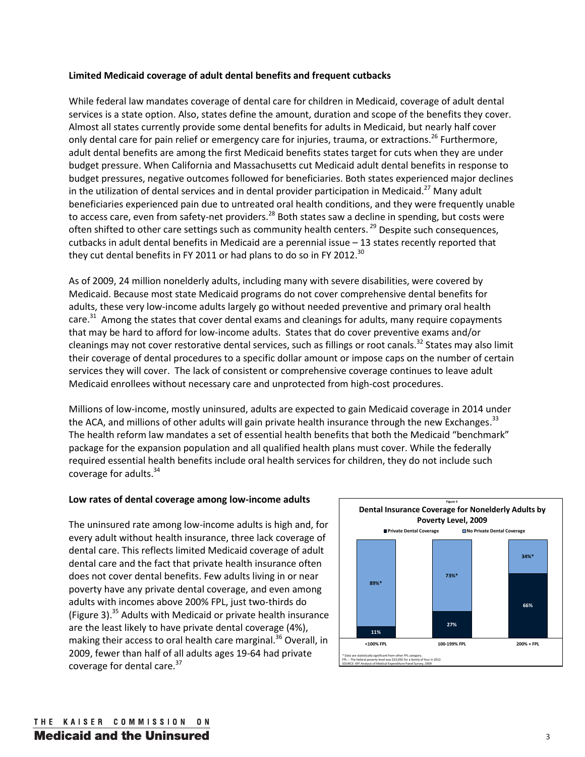**Limited Medicaid coverage of adult dental benefits and frequent cutbacks**

While federal law mandates coverage of dental care for children in Medicaid, coverage of adult dental services is a state option. Also, states define the amount, duration and scope of the benefits they cover. Almost all states currently provide some dental benefits for adults in Medicaid, but nearly half cover only dental care for pain relief or emergency care for injuries, trauma, or extractions.[26] Furthermore, adult dental benefits are among the first Medicaid benefits states target for cuts when they are under budget pressure. When California and Massachusetts cut Medicaid adult dental benefits in response to budget pressures, negative outcomes followed for beneficiaries. Both states experienced major declines in the utilization of dental services and in dental provider participation in Medicaid.[27] Many adult beneficiaries experienced pain due to untreated oral health conditions, and they were frequently unable to access care, even from safety-net providers.[28] Both states saw a decline in spending, but costs were often shifted to other care settings such as community health centers.[29] Despite such consequences, cutbacks in adult dental benefits in Medicaid are a perennial issue – 13 states recently reported that they cut dental benefits in FY 2011 or had plans to do so in FY 2012.[30]

As of 2009, 24 million nonelderly adults, including many with severe disabilities, were covered by Medicaid. Because most state Medicaid programs do not cover comprehensive dental benefits for adults, these very low-income adults largely go without needed preventive and primary oral health care.[31] Among the states that cover dental exams and cleanings for adults, many require copayments that may be hard to afford for low-income adults. States that do cover preventive exams and/or cleanings may not cover restorative dental services, such as fillings or root canals.[32] States may also limit their coverage of dental procedures to a specific dollar amount or impose caps on the number of certain services they will cover. The lack of consistent or comprehensive coverage continues to leave adult Medicaid enrollees without necessary care and unprotected from high-cost procedures.

Millions of low-income, mostly uninsured, adults are expected to gain Medicaid coverage in 2014 under the ACA, and millions of other adults will gain private health insurance through the new Exchanges.[33] The health reform law mandates a set of essential health benefits that both the Medicaid "benchmark" package for the expansion population and all qualified health plans must cover. While the federally required essential health benefits include oral health services for children, they do not include such coverage for adults.[34]

**Low rates of dental coverage among low-income adults**

The uninsured rate among low-income adults is high and, for every adult without health insurance, three lack coverage of dental care. This reflects limited Medicaid coverage of adult dental care and the fact that private health insurance often does not cover dental benefits. Few adults living in or near poverty have any private dental coverage, and even among adults with incomes above 200% FPL, just two-thirds do (Figure 3).[35] Adults with Medicaid or private health insurance are the least likely to have private dental coverage (4%), making their access to oral health care marginal.[36] Overall, in 2009, fewer than half of all adults ages 19-64 had private coverage for dental care.[37]

Figure 3

**Dental Insurance Coverage for Nonelderly Adults by Poverty Level, 2009**

Private Dental Coverage
No Private Dental Coverage

89%*
11%
<100% FPL

73%*
27%
100-199% FPL

34%*
66%
200% + FPL

\* Data are statistically significant from other FPL category.
FPL -- The federal poverty level was $23,050 for a family of four in 2012.
SOURCE: KFF Analysis of Medical Expenditure Panel Survey, 2009.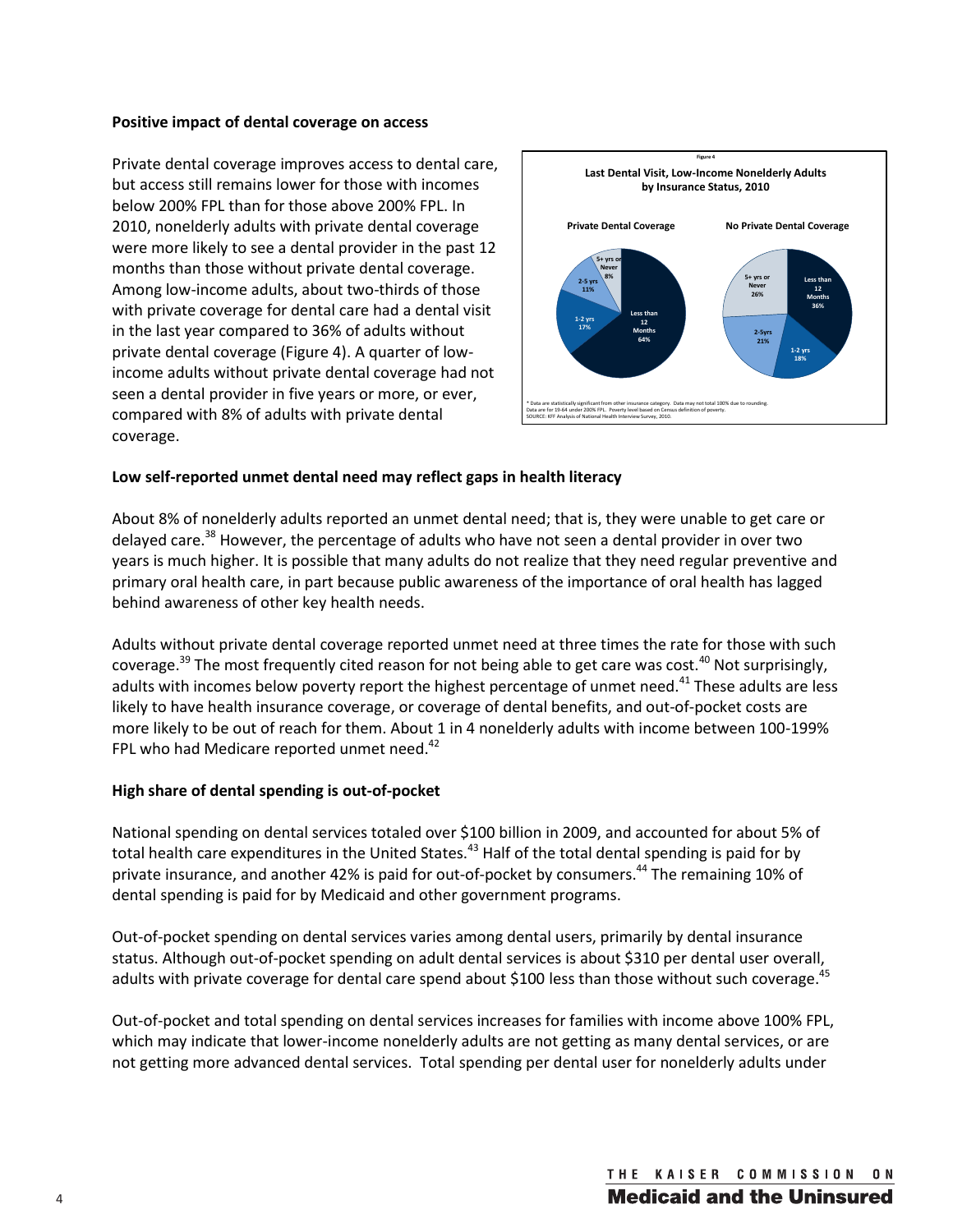**Positive impact of dental coverage on access**

Private dental coverage improves access to dental care, but access still remains lower for those with incomes below 200% FPL than for those above 200% FPL. In 2010, nonelderly adults with private dental coverage were more likely to see a dental provider in the past 12 months than those without private dental coverage. Among low-income adults, about two-thirds of those with private coverage for dental care had a dental visit in the last year compared to 36% of adults without private dental coverage (Figure 4). A quarter of low-income adults without private dental coverage had not seen a dental provider in five years or more, or ever, compared with 8% of adults with private dental coverage.

Figure 4

Last Dental Visit, Low-Income Nonelderly Adults by Insurance Status, 2010

Private Dental Coverage

Less than 12 Months 64%

1-2 yrs 17%

2-5 yrs 11%

5+ yrs or Never 8%

No Private Dental Coverage

Less than 12 Months 36%

1-2 yrs 18%

2-5yrs 21%

5+ yrs or Never 26%

\* Data are statistically significant from other insurance category. Data may not total 100% due to rounding.
Data are for 19-64 under 200% FPL. Poverty level based on Census definition of poverty.
SOURCE: KFF Analysis of National Health Interview Survey, 2010.

**Low self-reported unmet dental need may reflect gaps in health literacy**

About 8% of nonelderly adults reported an unmet dental need; that is, they were unable to get care or delayed care.[38] However, the percentage of adults who have not seen a dental provider in over two years is much higher. It is possible that many adults do not realize that they need regular preventive and primary oral health care, in part because public awareness of the importance of oral health has lagged behind awareness of other key health needs.

Adults without private dental coverage reported unmet need at three times the rate for those with such coverage.[39] The most frequently cited reason for not being able to get care was cost.[40] Not surprisingly, adults with incomes below poverty report the highest percentage of unmet need.[41] These adults are less likely to have health insurance coverage, or coverage of dental benefits, and out-of-pocket costs are more likely to be out of reach for them. About 1 in 4 nonelderly adults with income between 100-199% FPL who had Medicare reported unmet need.[42]

**High share of dental spending is out-of-pocket**

National spending on dental services totaled over $100 billion in 2009, and accounted for about 5% of total health care expenditures in the United States.[43] Half of the total dental spending is paid for by private insurance, and another 42% is paid for out-of-pocket by consumers.[44] The remaining 10% of dental spending is paid for by Medicaid and other government programs.

Out-of-pocket spending on dental services varies among dental users, primarily by dental insurance status. Although out-of-pocket spending on adult dental services is about $310 per dental user overall, adults with private coverage for dental care spend about $100 less than those without such coverage.[45]

Out-of-pocket and total spending on dental services increases for families with income above 100% FPL, which may indicate that lower-income nonelderly adults are not getting as many dental services, or are not getting more advanced dental services. Total spending per dental user for nonelderly adults under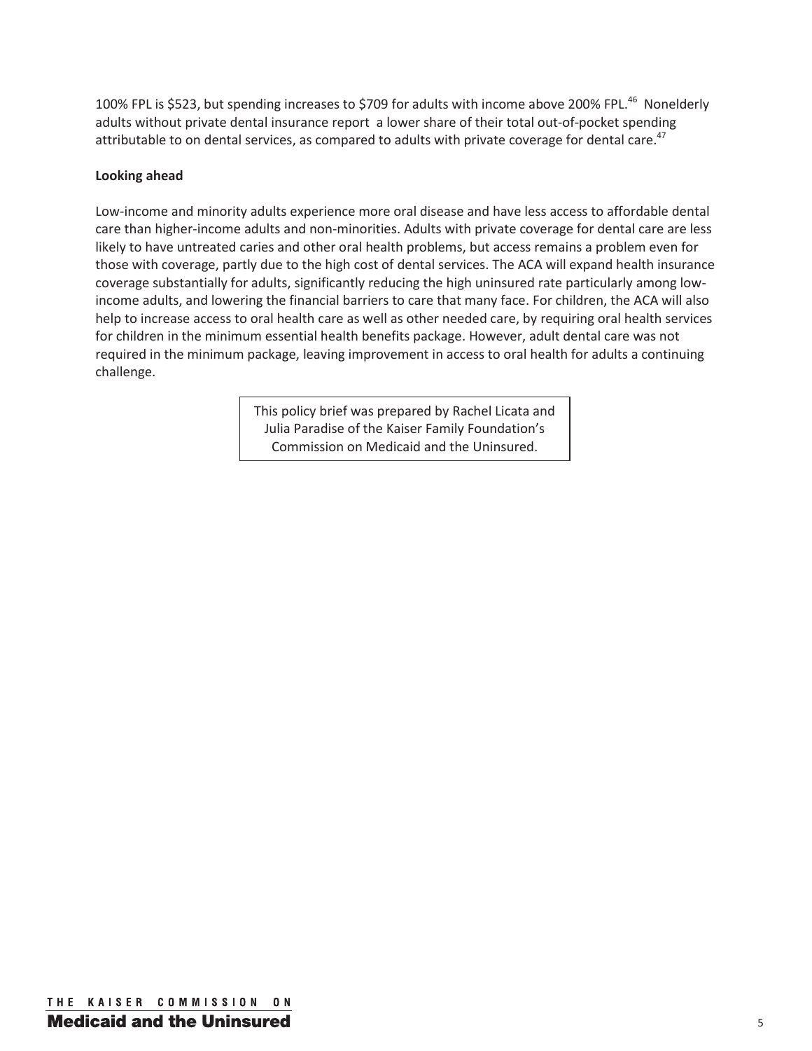100% FPL is $523, but spending increases to $709 for adults with income above 200% FPL.[46] Nonelderly adults without private dental insurance report a lower share of their total out-of-pocket spending attributable to on dental services, as compared to adults with private coverage for dental care.[47]

**Looking ahead**

Low-income and minority adults experience more oral disease and have less access to affordable dental care than higher-income adults and non-minorities. Adults with private coverage for dental care are less likely to have untreated caries and other oral health problems, but access remains a problem even for those with coverage, partly due to the high cost of dental services. The ACA will expand health insurance coverage substantially for adults, significantly reducing the high uninsured rate particularly among low-income adults, and lowering the financial barriers to care that many face. For children, the ACA will also help to increase access to oral health care as well as other needed care, by requiring oral health services for children in the minimum essential health benefits package. However, adult dental care was not required in the minimum package, leaving improvement in access to oral health for adults a continuing challenge.

This policy brief was prepared by Rachel Licata and Julia Paradise of the Kaiser Family Foundation's Commission on Medicaid and the Uninsured.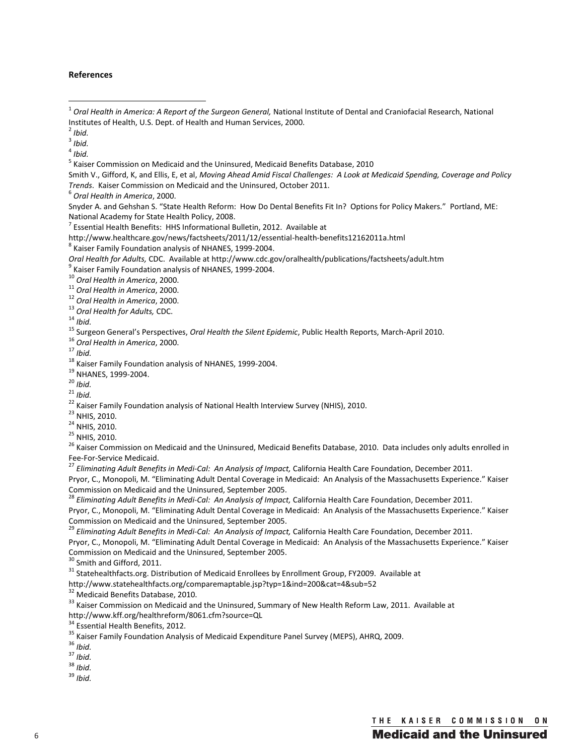**References**

[1] *Oral Health in America: A Report of the Surgeon General,* National Institute of Dental and Craniofacial Research, National Institutes of Health, U.S. Dept. of Health and Human Services, 2000.

[2] *Ibid.*

[3] *Ibid.*

[4] *Ibid.*

[5] Kaiser Commission on Medicaid and the Uninsured, Medicaid Benefits Database, 2010

Smith V., Gifford, K, and Ellis, E, et al, *Moving Ahead Amid Fiscal Challenges: A Look at Medicaid Spending, Coverage and Policy Trends*. Kaiser Commission on Medicaid and the Uninsured, October 2011.

[6] *Oral Health in America*, 2000.

Snyder A. and Gehshan S. "State Health Reform: How Do Dental Benefits Fit In? Options for Policy Makers." Portland, ME: National Academy for State Health Policy, 2008.

[7] Essential Health Benefits: HHS Informational Bulletin, 2012. Available at http://www.healthcare.gov/news/factsheets/2011/12/essential-health-benefits12162011a.html

[8] Kaiser Family Foundation analysis of NHANES, 1999-2004.

*Oral Health for Adults,* CDC. Available at http://www.cdc.gov/oralhealth/publications/factsheets/adult.htm

[9] Kaiser Family Foundation analysis of NHANES, 1999-2004.

[10] *Oral Health in America*, 2000.

[11] *Oral Health in America*, 2000.

[12] *Oral Health in America*, 2000.

[13] *Oral Health for Adults,* CDC.

[14] *Ibid.*

[15] Surgeon General's Perspectives, *Oral Health the Silent Epidemic*, Public Health Reports, March-April 2010.

[16] *Oral Health in America*, 2000.

[17] *Ibid.*

[18] Kaiser Family Foundation analysis of NHANES, 1999-2004.

[19] NHANES, 1999-2004.

[20] *Ibid.*

[21] *Ibid.*

[22] Kaiser Family Foundation analysis of National Health Interview Survey (NHIS), 2010.

[23] NHIS, 2010.

[24] NHIS, 2010.

[25] NHIS, 2010.

[26] Kaiser Commission on Medicaid and the Uninsured, Medicaid Benefits Database, 2010. Data includes only adults enrolled in Fee-For-Service Medicaid.

[27] *Eliminating Adult Benefits in Medi-Cal: An Analysis of Impact,* California Health Care Foundation, December 2011.

Pryor, C., Monopoli, M. "Eliminating Adult Dental Coverage in Medicaid: An Analysis of the Massachusetts Experience." Kaiser Commission on Medicaid and the Uninsured, September 2005.

[28] *Eliminating Adult Benefits in Medi-Cal: An Analysis of Impact,* California Health Care Foundation, December 2011.

Pryor, C., Monopoli, M. "Eliminating Adult Dental Coverage in Medicaid: An Analysis of the Massachusetts Experience." Kaiser Commission on Medicaid and the Uninsured, September 2005.

[29] *Eliminating Adult Benefits in Medi-Cal: An Analysis of Impact,* California Health Care Foundation, December 2011.

Pryor, C., Monopoli, M. "Eliminating Adult Dental Coverage in Medicaid: An Analysis of the Massachusetts Experience." Kaiser Commission on Medicaid and the Uninsured, September 2005.

[30] Smith and Gifford, 2011.

[31] Statehealthfacts.org. Distribution of Medicaid Enrollees by Enrollment Group, FY2009. Available at http://www.statehealthfacts.org/comparemaptable.jsp?typ=1&ind=200&cat=4&sub=52

[32] Medicaid Benefits Database, 2010.

[33] Kaiser Commission on Medicaid and the Uninsured, Summary of New Health Reform Law, 2011. Available at http://www.kff.org/healthreform/8061.cfm?source=QL

[34] Essential Health Benefits, 2012.

[35] Kaiser Family Foundation Analysis of Medicaid Expenditure Panel Survey (MEPS), AHRQ, 2009.

[36] *Ibid.*

[37] *Ibid.*

[38] *Ibid.*

[39] *Ibid.*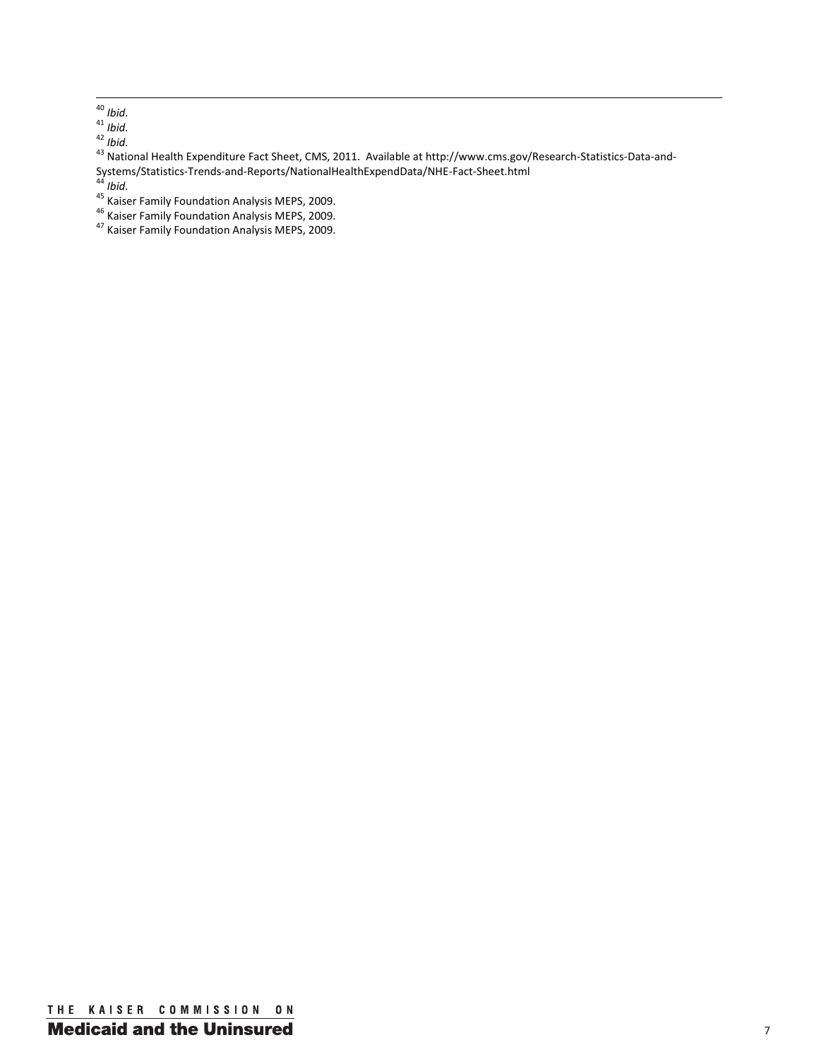[40] *Ibid.*
[41] *Ibid.*
[42] *Ibid.*
[43] National Health Expenditure Fact Sheet, CMS, 2011. Available at http://www.cms.gov/Research-Statistics-Data-and-Systems/Statistics-Trends-and-Reports/NationalHealthExpendData/NHE-Fact-Sheet.html
[44] *Ibid.*
[45] Kaiser Family Foundation Analysis MEPS, 2009.
[46] Kaiser Family Foundation Analysis MEPS, 2009.
[47] Kaiser Family Foundation Analysis MEPS, 2009.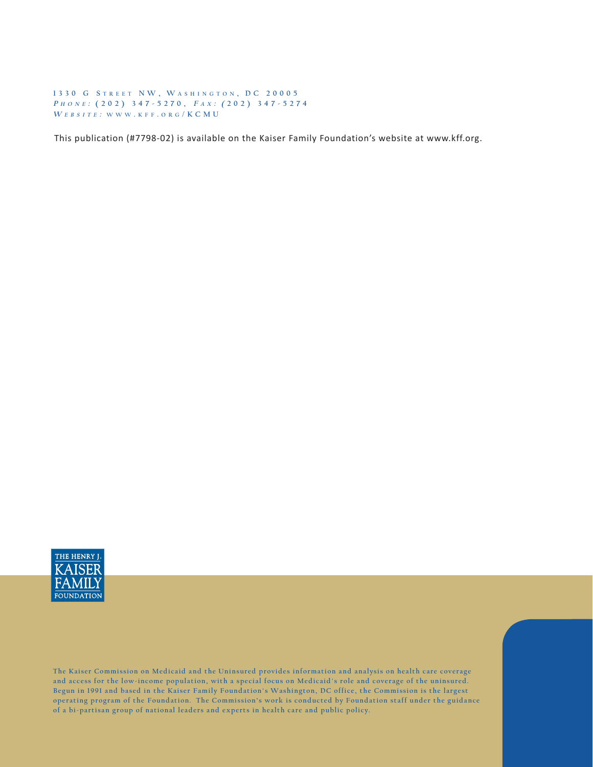1330 G Street NW, Washington, DC 20005
*Phone:* (202) 347-5270, *Fax:* (202) 347-5274
*Website:* www.kff.org/KCMU

This publication (#7798-02) is available on the Kaiser Family Foundation's website at www.kff.org.

THE HENRY J. KAISER FAMILY FOUNDATION

The Kaiser Commission on Medicaid and the Uninsured provides information and analysis on health care coverage and access for the low-income population, with a special focus on Medicaid's role and coverage of the uninsured. Begun in 1991 and based in the Kaiser Family Foundation's Washington, DC office, the Commission is the largest operating program of the Foundation. The Commission's work is conducted by Foundation staff under the guidance of a bi-partisan group of national leaders and experts in health care and public policy.